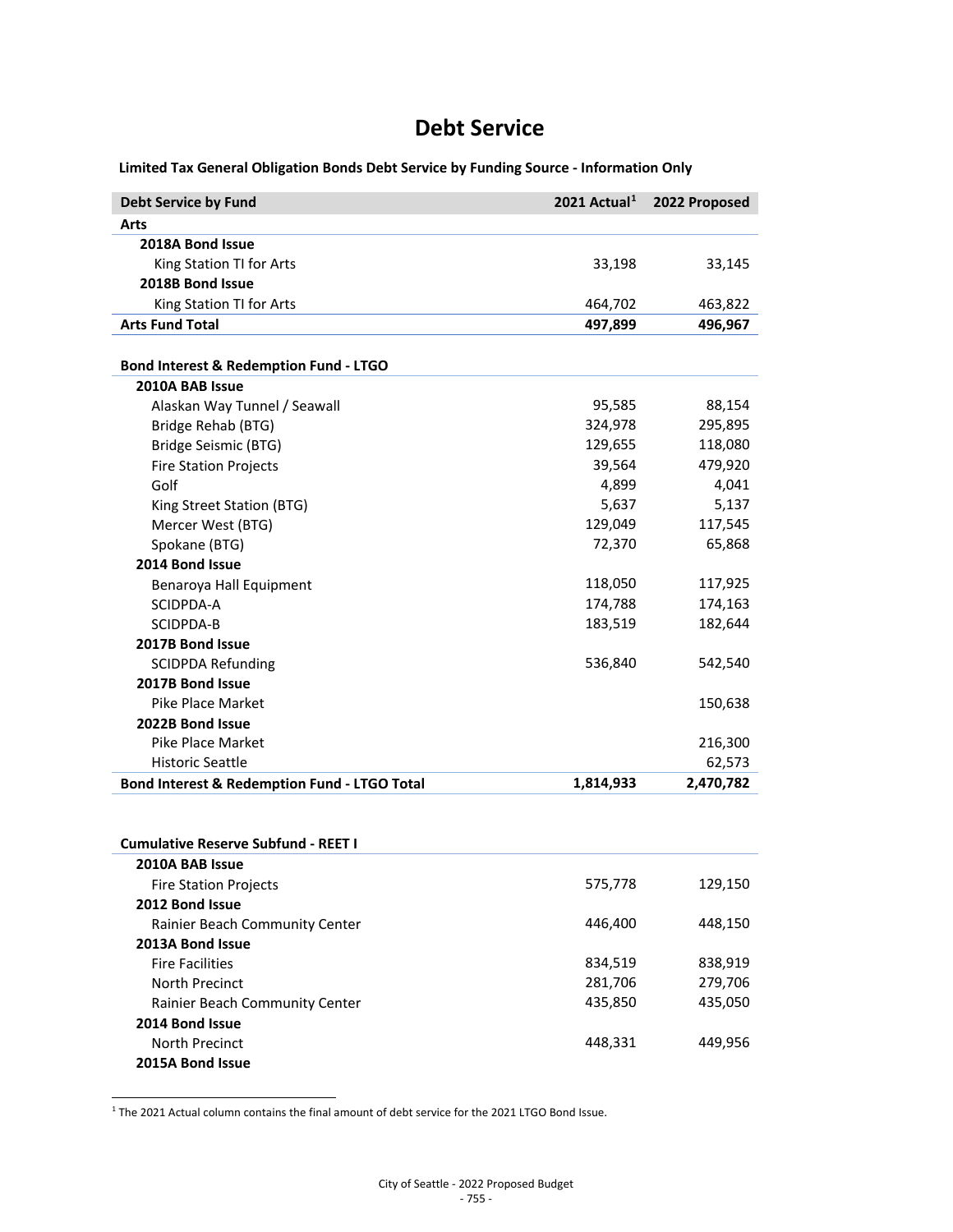# Debt Service

**Limited Tax General Obligation Bonds Debt Service by Funding Source - Information Only**

| Debt Service by Fund | 2021 Actual[1] | 2022 Proposed |
|---|---|---|
| **Arts** | | |
| **2018A Bond Issue** | | |
| King Station TI for Arts | 33,198 | 33,145 |
| **2018B Bond Issue** | | |
| King Station TI for Arts | 464,702 | 463,822 |
| **Arts Fund Total** | **497,899** | **496,967** |
| | | |
| **Bond Interest & Redemption Fund - LTGO** | | |
| **2010A BAB Issue** | | |
| Alaskan Way Tunnel / Seawall | 95,585 | 88,154 |
| Bridge Rehab (BTG) | 324,978 | 295,895 |
| Bridge Seismic (BTG) | 129,655 | 118,080 |
| Fire Station Projects | 39,564 | 479,920 |
| Golf | 4,899 | 4,041 |
| King Street Station (BTG) | 5,637 | 5,137 |
| Mercer West (BTG) | 129,049 | 117,545 |
| Spokane (BTG) | 72,370 | 65,868 |
| **2014 Bond Issue** | | |
| Benaroya Hall Equipment | 118,050 | 117,925 |
| SCIDPDA-A | 174,788 | 174,163 |
| SCIDPDA-B | 183,519 | 182,644 |
| **2017B Bond Issue** | | |
| SCIDPDA Refunding | 536,840 | 542,540 |
| **2017B Bond Issue** | | |
| Pike Place Market | | 150,638 |
| **2022B Bond Issue** | | |
| Pike Place Market | | 216,300 |
| Historic Seattle | | 62,573 |
| **Bond Interest & Redemption Fund - LTGO Total** | **1,814,933** | **2,470,782** |
| | | |
| **Cumulative Reserve Subfund - REET I** | | |
| **2010A BAB Issue** | | |
| Fire Station Projects | 575,778 | 129,150 |
| **2012 Bond Issue** | | |
| Rainier Beach Community Center | 446,400 | 448,150 |
| **2013A Bond Issue** | | |
| Fire Facilities | 834,519 | 838,919 |
| North Precinct | 281,706 | 279,706 |
| Rainier Beach Community Center | 435,850 | 435,050 |
| **2014 Bond Issue** | | |
| North Precinct | 448,331 | 449,956 |
| **2015A Bond Issue** | | |

[1] The 2021 Actual column contains the final amount of debt service for the 2021 LTGO Bond Issue.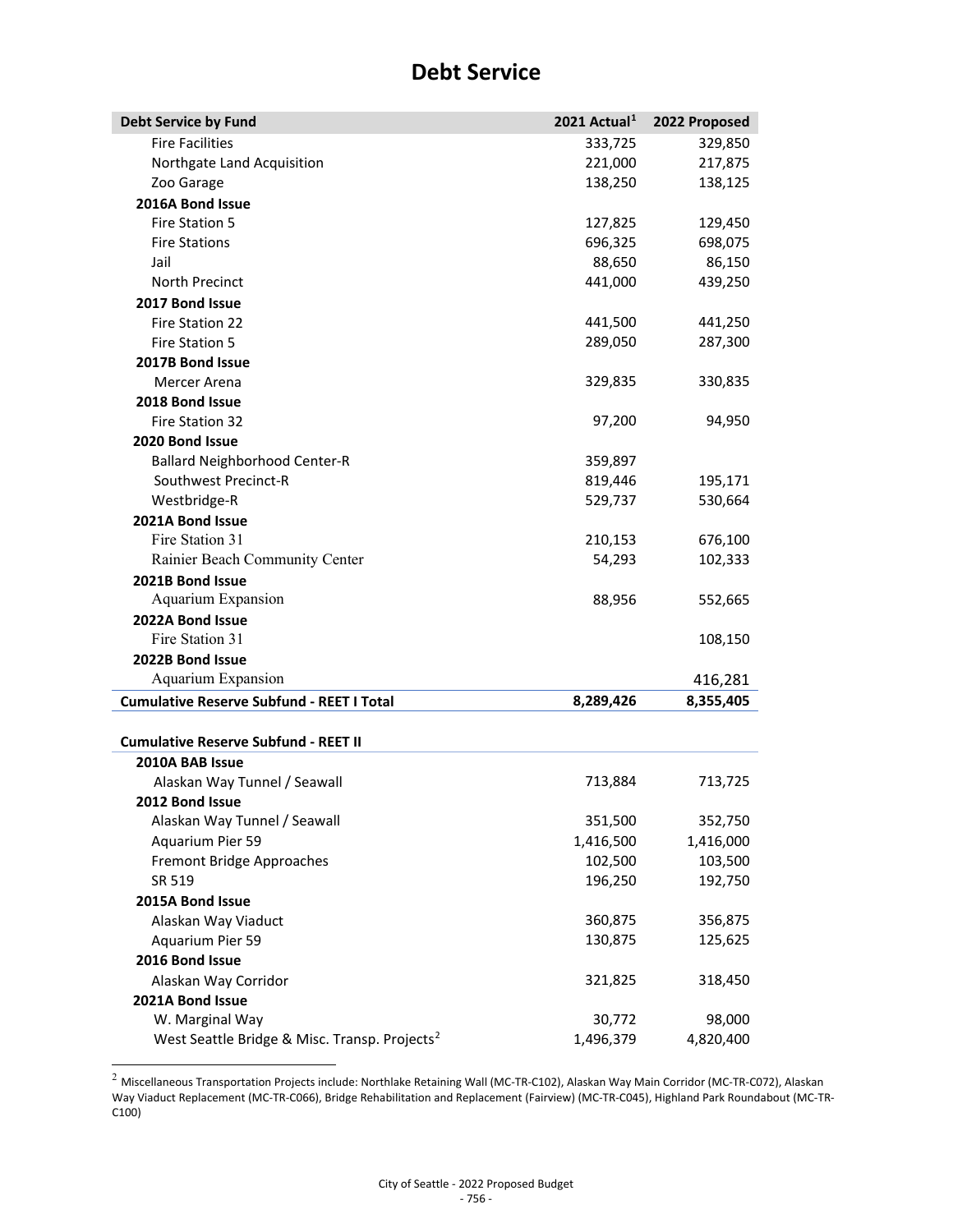# Debt Service

| Debt Service by Fund | 2021 Actual[1] | 2022 Proposed |
|---|---|---|
| Fire Facilities | 333,725 | 329,850 |
| Northgate Land Acquisition | 221,000 | 217,875 |
| Zoo Garage | 138,250 | 138,125 |
| **2016A Bond Issue** | | |
| Fire Station 5 | 127,825 | 129,450 |
| Fire Stations | 696,325 | 698,075 |
| Jail | 88,650 | 86,150 |
| North Precinct | 441,000 | 439,250 |
| **2017 Bond Issue** | | |
| Fire Station 22 | 441,500 | 441,250 |
| Fire Station 5 | 289,050 | 287,300 |
| **2017B Bond Issue** | | |
| Mercer Arena | 329,835 | 330,835 |
| **2018 Bond Issue** | | |
| Fire Station 32 | 97,200 | 94,950 |
| **2020 Bond Issue** | | |
| Ballard Neighborhood Center-R | 359,897 | |
| Southwest Precinct-R | 819,446 | 195,171 |
| Westbridge-R | 529,737 | 530,664 |
| **2021A Bond Issue** | | |
| Fire Station 31 | 210,153 | 676,100 |
| Rainier Beach Community Center | 54,293 | 102,333 |
| **2021B Bond Issue** | | |
| Aquarium Expansion | 88,956 | 552,665 |
| **2022A Bond Issue** | | |
| Fire Station 31 | | 108,150 |
| **2022B Bond Issue** | | |
| Aquarium Expansion | | 416,281 |
| **Cumulative Reserve Subfund - REET I Total** | **8,289,426** | **8,355,405** |
| | | |
| **Cumulative Reserve Subfund - REET II** | | |
| **2010A BAB Issue** | | |
| Alaskan Way Tunnel / Seawall | 713,884 | 713,725 |
| **2012 Bond Issue** | | |
| Alaskan Way Tunnel / Seawall | 351,500 | 352,750 |
| Aquarium Pier 59 | 1,416,500 | 1,416,000 |
| Fremont Bridge Approaches | 102,500 | 103,500 |
| SR 519 | 196,250 | 192,750 |
| **2015A Bond Issue** | | |
| Alaskan Way Viaduct | 360,875 | 356,875 |
| Aquarium Pier 59 | 130,875 | 125,625 |
| **2016 Bond Issue** | | |
| Alaskan Way Corridor | 321,825 | 318,450 |
| **2021A Bond Issue** | | |
| W. Marginal Way | 30,772 | 98,000 |
| West Seattle Bridge & Misc. Transp. Projects[2] | 1,496,379 | 4,820,400 |

[2] Miscellaneous Transportation Projects include: Northlake Retaining Wall (MC-TR-C102), Alaskan Way Main Corridor (MC-TR-C072), Alaskan Way Viaduct Replacement (MC-TR-C066), Bridge Rehabilitation and Replacement (Fairview) (MC-TR-C045), Highland Park Roundabout (MC-TR-C100)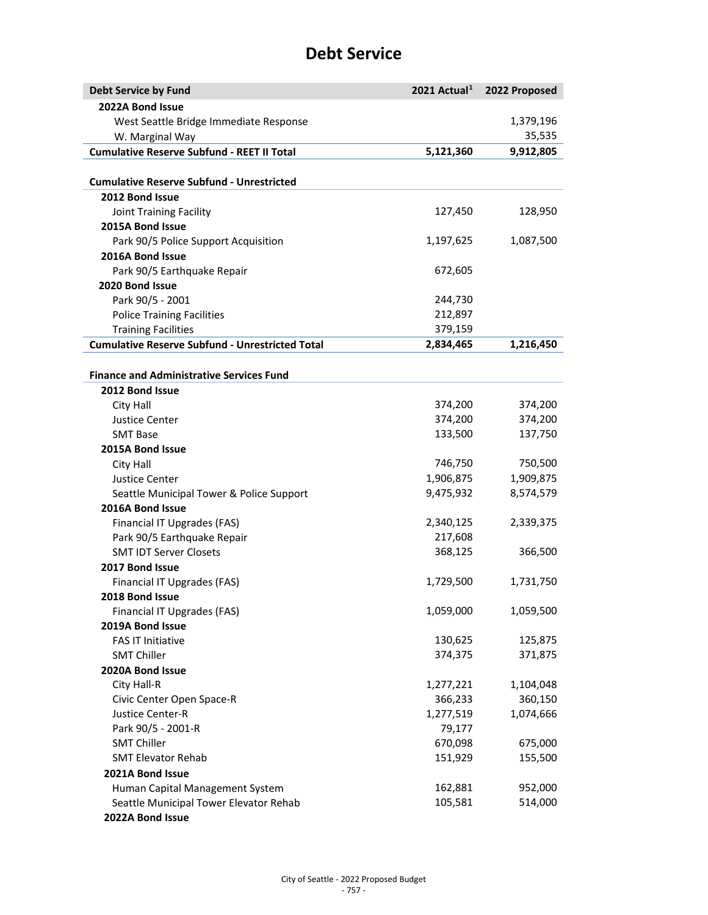# Debt Service

| Debt Service by Fund | 2021 Actual[1] | 2022 Proposed |
|---|---|---|
| **2022A Bond Issue** | | |
| West Seattle Bridge Immediate Response | | 1,379,196 |
| W. Marginal Way | | 35,535 |
| **Cumulative Reserve Subfund - REET II Total** | **5,121,360** | **9,912,805** |
| | | |
| **Cumulative Reserve Subfund - Unrestricted** | | |
| **2012 Bond Issue** | | |
| Joint Training Facility | 127,450 | 128,950 |
| **2015A Bond Issue** | | |
| Park 90/5 Police Support Acquisition | 1,197,625 | 1,087,500 |
| **2016A Bond Issue** | | |
| Park 90/5 Earthquake Repair | 672,605 | |
| **2020 Bond Issue** | | |
| Park 90/5 - 2001 | 244,730 | |
| Police Training Facilities | 212,897 | |
| Training Facilities | 379,159 | |
| **Cumulative Reserve Subfund - Unrestricted Total** | **2,834,465** | **1,216,450** |
| | | |
| **Finance and Administrative Services Fund** | | |
| **2012 Bond Issue** | | |
| City Hall | 374,200 | 374,200 |
| Justice Center | 374,200 | 374,200 |
| SMT Base | 133,500 | 137,750 |
| **2015A Bond Issue** | | |
| City Hall | 746,750 | 750,500 |
| Justice Center | 1,906,875 | 1,909,875 |
| Seattle Municipal Tower & Police Support | 9,475,932 | 8,574,579 |
| **2016A Bond Issue** | | |
| Financial IT Upgrades (FAS) | 2,340,125 | 2,339,375 |
| Park 90/5 Earthquake Repair | 217,608 | |
| SMT IDT Server Closets | 368,125 | 366,500 |
| **2017 Bond Issue** | | |
| Financial IT Upgrades (FAS) | 1,729,500 | 1,731,750 |
| **2018 Bond Issue** | | |
| Financial IT Upgrades (FAS) | 1,059,000 | 1,059,500 |
| **2019A Bond Issue** | | |
| FAS IT Initiative | 130,625 | 125,875 |
| SMT Chiller | 374,375 | 371,875 |
| **2020A Bond Issue** | | |
| City Hall-R | 1,277,221 | 1,104,048 |
| Civic Center Open Space-R | 366,233 | 360,150 |
| Justice Center-R | 1,277,519 | 1,074,666 |
| Park 90/5 - 2001-R | 79,177 | |
| SMT Chiller | 670,098 | 675,000 |
| SMT Elevator Rehab | 151,929 | 155,500 |
| **2021A Bond Issue** | | |
| Human Capital Management System | 162,881 | 952,000 |
| Seattle Municipal Tower Elevator Rehab | 105,581 | 514,000 |
| **2022A Bond Issue** | | |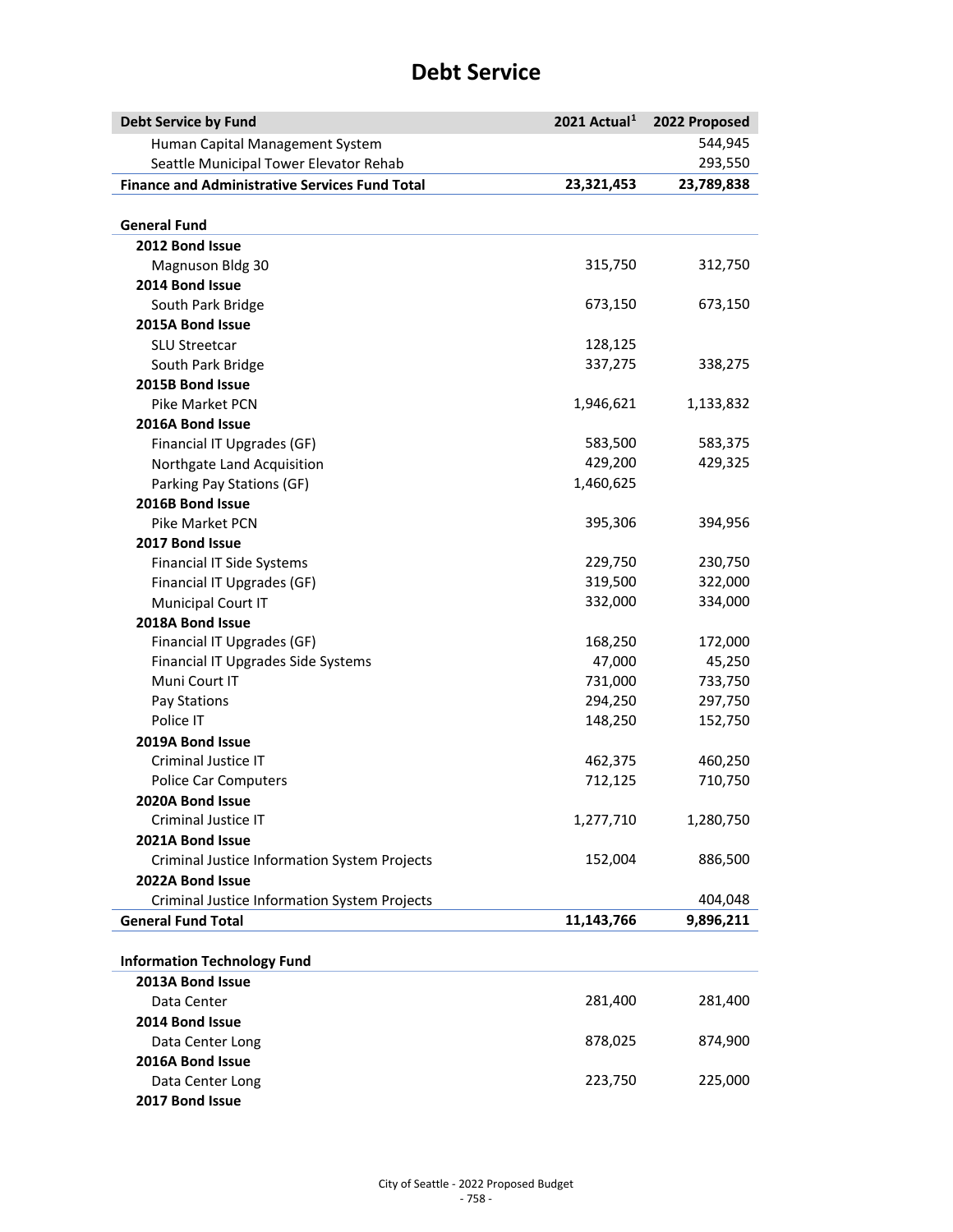# Debt Service

| Debt Service by Fund | 2021 Actual[1] | 2022 Proposed |
|---|---|---|
| Human Capital Management System | | 544,945 |
| Seattle Municipal Tower Elevator Rehab | | 293,550 |
| **Finance and Administrative Services Fund Total** | **23,321,453** | **23,789,838** |
| | | |
| **General Fund** | | |
| **2012 Bond Issue** | | |
| Magnuson Bldg 30 | 315,750 | 312,750 |
| **2014 Bond Issue** | | |
| South Park Bridge | 673,150 | 673,150 |
| **2015A Bond Issue** | | |
| SLU Streetcar | 128,125 | |
| South Park Bridge | 337,275 | 338,275 |
| **2015B Bond Issue** | | |
| Pike Market PCN | 1,946,621 | 1,133,832 |
| **2016A Bond Issue** | | |
| Financial IT Upgrades (GF) | 583,500 | 583,375 |
| Northgate Land Acquisition | 429,200 | 429,325 |
| Parking Pay Stations (GF) | 1,460,625 | |
| **2016B Bond Issue** | | |
| Pike Market PCN | 395,306 | 394,956 |
| **2017 Bond Issue** | | |
| Financial IT Side Systems | 229,750 | 230,750 |
| Financial IT Upgrades (GF) | 319,500 | 322,000 |
| Municipal Court IT | 332,000 | 334,000 |
| **2018A Bond Issue** | | |
| Financial IT Upgrades (GF) | 168,250 | 172,000 |
| Financial IT Upgrades Side Systems | 47,000 | 45,250 |
| Muni Court IT | 731,000 | 733,750 |
| Pay Stations | 294,250 | 297,750 |
| Police IT | 148,250 | 152,750 |
| **2019A Bond Issue** | | |
| Criminal Justice IT | 462,375 | 460,250 |
| Police Car Computers | 712,125 | 710,750 |
| **2020A Bond Issue** | | |
| Criminal Justice IT | 1,277,710 | 1,280,750 |
| **2021A Bond Issue** | | |
| Criminal Justice Information System Projects | 152,004 | 886,500 |
| **2022A Bond Issue** | | |
| Criminal Justice Information System Projects | | 404,048 |
| **General Fund Total** | **11,143,766** | **9,896,211** |
| | | |
| **Information Technology Fund** | | |
| **2013A Bond Issue** | | |
| Data Center | 281,400 | 281,400 |
| **2014 Bond Issue** | | |
| Data Center Long | 878,025 | 874,900 |
| **2016A Bond Issue** | | |
| Data Center Long | 223,750 | 225,000 |
| **2017 Bond Issue** | | |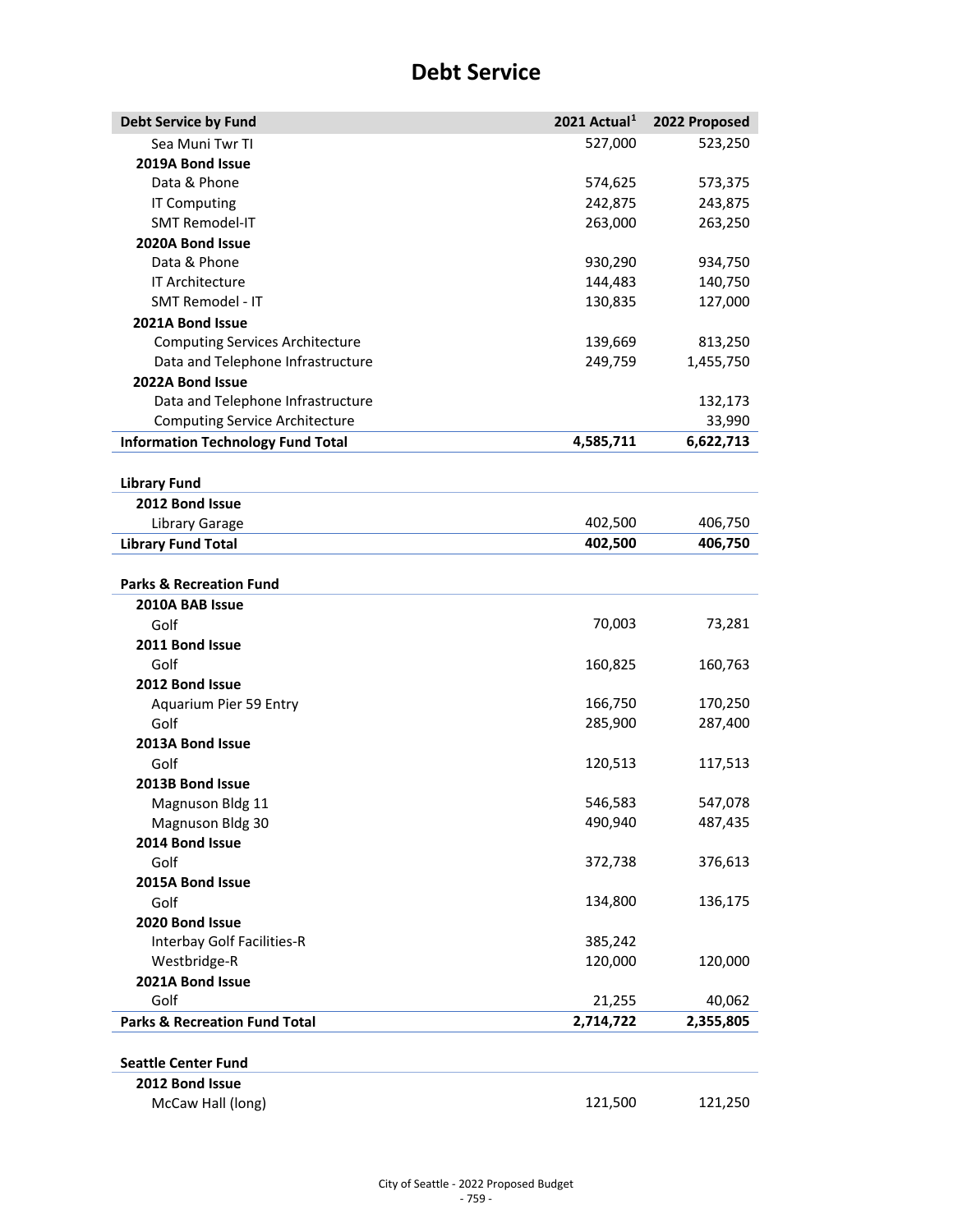# Debt Service

| Debt Service by Fund | 2021 Actual[1] | 2022 Proposed |
|---|---|---|
| Sea Muni Twr TI | 527,000 | 523,250 |
| **2019A Bond Issue** | | |
| Data & Phone | 574,625 | 573,375 |
| IT Computing | 242,875 | 243,875 |
| SMT Remodel-IT | 263,000 | 263,250 |
| **2020A Bond Issue** | | |
| Data & Phone | 930,290 | 934,750 |
| IT Architecture | 144,483 | 140,750 |
| SMT Remodel - IT | 130,835 | 127,000 |
| **2021A Bond Issue** | | |
| Computing Services Architecture | 139,669 | 813,250 |
| Data and Telephone Infrastructure | 249,759 | 1,455,750 |
| **2022A Bond Issue** | | |
| Data and Telephone Infrastructure | | 132,173 |
| Computing Service Architecture | | 33,990 |
| **Information Technology Fund Total** | **4,585,711** | **6,622,713** |
| | | |
| **Library Fund** | | |
| **2012 Bond Issue** | | |
| Library Garage | 402,500 | 406,750 |
| **Library Fund Total** | **402,500** | **406,750** |
| | | |
| **Parks & Recreation Fund** | | |
| **2010A BAB Issue** | | |
| Golf | 70,003 | 73,281 |
| **2011 Bond Issue** | | |
| Golf | 160,825 | 160,763 |
| **2012 Bond Issue** | | |
| Aquarium Pier 59 Entry | 166,750 | 170,250 |
| Golf | 285,900 | 287,400 |
| **2013A Bond Issue** | | |
| Golf | 120,513 | 117,513 |
| **2013B Bond Issue** | | |
| Magnuson Bldg 11 | 546,583 | 547,078 |
| Magnuson Bldg 30 | 490,940 | 487,435 |
| **2014 Bond Issue** | | |
| Golf | 372,738 | 376,613 |
| **2015A Bond Issue** | | |
| Golf | 134,800 | 136,175 |
| **2020 Bond Issue** | | |
| Interbay Golf Facilities-R | 385,242 | |
| Westbridge-R | 120,000 | 120,000 |
| **2021A Bond Issue** | | |
| Golf | 21,255 | 40,062 |
| **Parks & Recreation Fund Total** | **2,714,722** | **2,355,805** |
| | | |
| **Seattle Center Fund** | | |
| **2012 Bond Issue** | | |
| McCaw Hall (long) | 121,500 | 121,250 |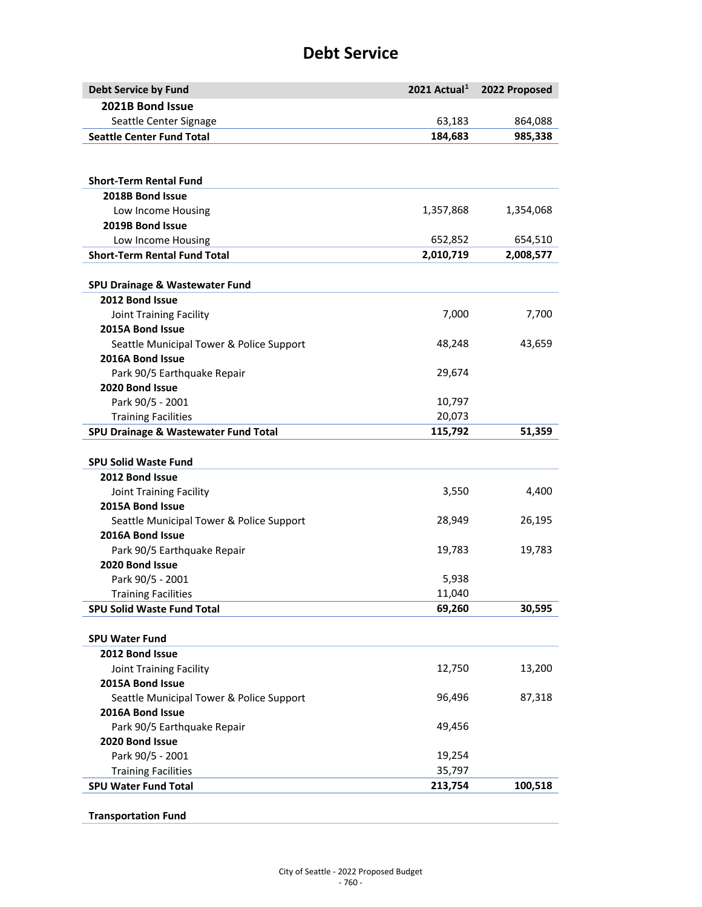# Debt Service

| Debt Service by Fund | 2021 Actual[1] | 2022 Proposed |
|---|---|---|
| **2021B Bond Issue** | | |
| Seattle Center Signage | 63,183 | 864,088 |
| **Seattle Center Fund Total** | **184,683** | **985,338** |
| | | |
| **Short-Term Rental Fund** | | |
| **2018B Bond Issue** | | |
| Low Income Housing | 1,357,868 | 1,354,068 |
| **2019B Bond Issue** | | |
| Low Income Housing | 652,852 | 654,510 |
| **Short-Term Rental Fund Total** | **2,010,719** | **2,008,577** |
| | | |
| **SPU Drainage & Wastewater Fund** | | |
| **2012 Bond Issue** | | |
| Joint Training Facility | 7,000 | 7,700 |
| **2015A Bond Issue** | | |
| Seattle Municipal Tower & Police Support | 48,248 | 43,659 |
| **2016A Bond Issue** | | |
| Park 90/5 Earthquake Repair | 29,674 | |
| **2020 Bond Issue** | | |
| Park 90/5 - 2001 | 10,797 | |
| Training Facilities | 20,073 | |
| **SPU Drainage & Wastewater Fund Total** | **115,792** | **51,359** |
| | | |
| **SPU Solid Waste Fund** | | |
| **2012 Bond Issue** | | |
| Joint Training Facility | 3,550 | 4,400 |
| **2015A Bond Issue** | | |
| Seattle Municipal Tower & Police Support | 28,949 | 26,195 |
| **2016A Bond Issue** | | |
| Park 90/5 Earthquake Repair | 19,783 | 19,783 |
| **2020 Bond Issue** | | |
| Park 90/5 - 2001 | 5,938 | |
| Training Facilities | 11,040 | |
| **SPU Solid Waste Fund Total** | **69,260** | **30,595** |
| | | |
| **SPU Water Fund** | | |
| **2012 Bond Issue** | | |
| Joint Training Facility | 12,750 | 13,200 |
| **2015A Bond Issue** | | |
| Seattle Municipal Tower & Police Support | 96,496 | 87,318 |
| **2016A Bond Issue** | | |
| Park 90/5 Earthquake Repair | 49,456 | |
| **2020 Bond Issue** | | |
| Park 90/5 - 2001 | 19,254 | |
| Training Facilities | 35,797 | |
| **SPU Water Fund Total** | **213,754** | **100,518** |
| | | |
| **Transportation Fund** | | |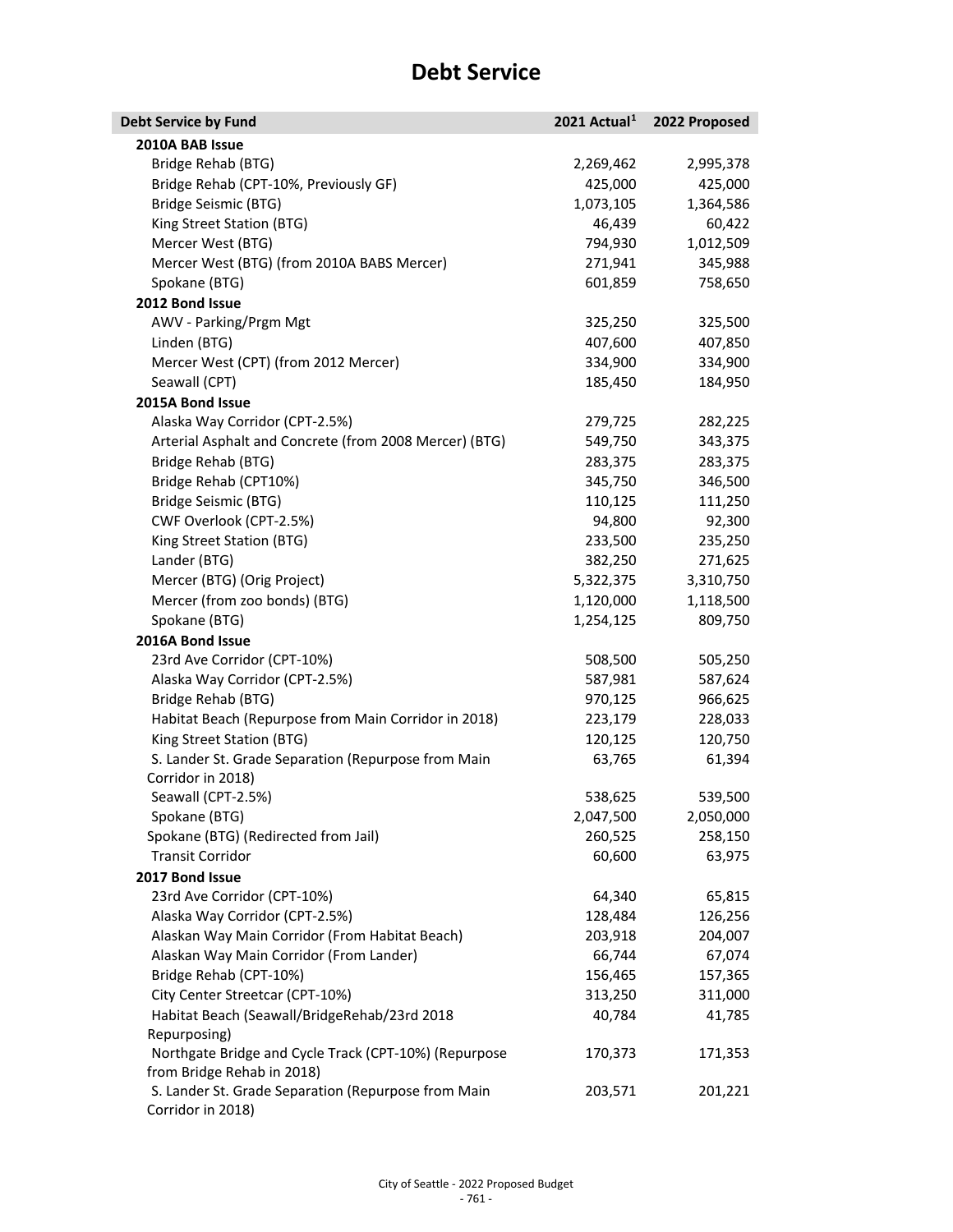# Debt Service

| Debt Service by Fund | 2021 Actual[1] | 2022 Proposed |
|---|---|---|
| **2010A BAB Issue** | | |
| Bridge Rehab (BTG) | 2,269,462 | 2,995,378 |
| Bridge Rehab (CPT-10%, Previously GF) | 425,000 | 425,000 |
| Bridge Seismic (BTG) | 1,073,105 | 1,364,586 |
| King Street Station (BTG) | 46,439 | 60,422 |
| Mercer West (BTG) | 794,930 | 1,012,509 |
| Mercer West (BTG) (from 2010A BABS Mercer) | 271,941 | 345,988 |
| Spokane (BTG) | 601,859 | 758,650 |
| **2012 Bond Issue** | | |
| AWV - Parking/Prgm Mgt | 325,250 | 325,500 |
| Linden (BTG) | 407,600 | 407,850 |
| Mercer West (CPT) (from 2012 Mercer) | 334,900 | 334,900 |
| Seawall (CPT) | 185,450 | 184,950 |
| **2015A Bond Issue** | | |
| Alaska Way Corridor (CPT-2.5%) | 279,725 | 282,225 |
| Arterial Asphalt and Concrete (from 2008 Mercer) (BTG) | 549,750 | 343,375 |
| Bridge Rehab (BTG) | 283,375 | 283,375 |
| Bridge Rehab (CPT10%) | 345,750 | 346,500 |
| Bridge Seismic (BTG) | 110,125 | 111,250 |
| CWF Overlook (CPT-2.5%) | 94,800 | 92,300 |
| King Street Station (BTG) | 233,500 | 235,250 |
| Lander (BTG) | 382,250 | 271,625 |
| Mercer (BTG) (Orig Project) | 5,322,375 | 3,310,750 |
| Mercer (from zoo bonds) (BTG) | 1,120,000 | 1,118,500 |
| Spokane (BTG) | 1,254,125 | 809,750 |
| **2016A Bond Issue** | | |
| 23rd Ave Corridor (CPT-10%) | 508,500 | 505,250 |
| Alaska Way Corridor (CPT-2.5%) | 587,981 | 587,624 |
| Bridge Rehab (BTG) | 970,125 | 966,625 |
| Habitat Beach (Repurpose from Main Corridor in 2018) | 223,179 | 228,033 |
| King Street Station (BTG) | 120,125 | 120,750 |
| S. Lander St. Grade Separation (Repurpose from Main Corridor in 2018) | 63,765 | 61,394 |
| Seawall (CPT-2.5%) | 538,625 | 539,500 |
| Spokane (BTG) | 2,047,500 | 2,050,000 |
| Spokane (BTG) (Redirected from Jail) | 260,525 | 258,150 |
| Transit Corridor | 60,600 | 63,975 |
| **2017 Bond Issue** | | |
| 23rd Ave Corridor (CPT-10%) | 64,340 | 65,815 |
| Alaska Way Corridor (CPT-2.5%) | 128,484 | 126,256 |
| Alaskan Way Main Corridor (From Habitat Beach) | 203,918 | 204,007 |
| Alaskan Way Main Corridor (From Lander) | 66,744 | 67,074 |
| Bridge Rehab (CPT-10%) | 156,465 | 157,365 |
| City Center Streetcar (CPT-10%) | 313,250 | 311,000 |
| Habitat Beach (Seawall/BridgeRehab/23rd 2018 Repurposing) | 40,784 | 41,785 |
| Northgate Bridge and Cycle Track (CPT-10%) (Repurpose from Bridge Rehab in 2018) | 170,373 | 171,353 |
| S. Lander St. Grade Separation (Repurpose from Main Corridor in 2018) | 203,571 | 201,221 |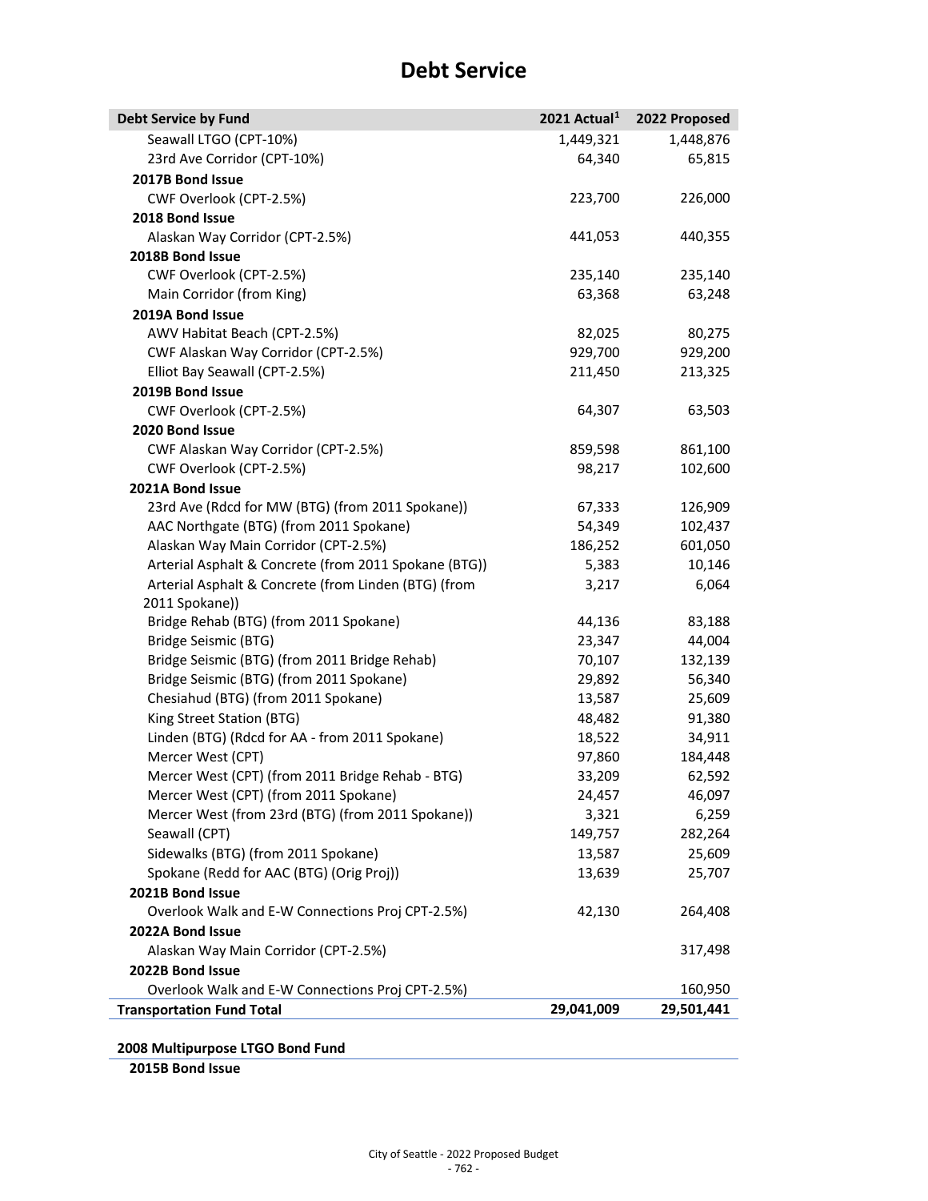# Debt Service

| Debt Service by Fund | 2021 Actual[1] | 2022 Proposed |
|---|---|---|
| Seawall LTGO (CPT-10%) | 1,449,321 | 1,448,876 |
| 23rd Ave Corridor (CPT-10%) | 64,340 | 65,815 |
| **2017B Bond Issue** | | |
| CWF Overlook (CPT-2.5%) | 223,700 | 226,000 |
| **2018 Bond Issue** | | |
| Alaskan Way Corridor (CPT-2.5%) | 441,053 | 440,355 |
| **2018B Bond Issue** | | |
| CWF Overlook (CPT-2.5%) | 235,140 | 235,140 |
| Main Corridor (from King) | 63,368 | 63,248 |
| **2019A Bond Issue** | | |
| AWV Habitat Beach (CPT-2.5%) | 82,025 | 80,275 |
| CWF Alaskan Way Corridor (CPT-2.5%) | 929,700 | 929,200 |
| Elliot Bay Seawall (CPT-2.5%) | 211,450 | 213,325 |
| **2019B Bond Issue** | | |
| CWF Overlook (CPT-2.5%) | 64,307 | 63,503 |
| **2020 Bond Issue** | | |
| CWF Alaskan Way Corridor (CPT-2.5%) | 859,598 | 861,100 |
| CWF Overlook (CPT-2.5%) | 98,217 | 102,600 |
| **2021A Bond Issue** | | |
| 23rd Ave (Rdcd for MW (BTG) (from 2011 Spokane)) | 67,333 | 126,909 |
| AAC Northgate (BTG) (from 2011 Spokane) | 54,349 | 102,437 |
| Alaskan Way Main Corridor (CPT-2.5%) | 186,252 | 601,050 |
| Arterial Asphalt & Concrete (from 2011 Spokane (BTG)) | 5,383 | 10,146 |
| Arterial Asphalt & Concrete (from Linden (BTG) (from 2011 Spokane)) | 3,217 | 6,064 |
| Bridge Rehab (BTG) (from 2011 Spokane) | 44,136 | 83,188 |
| Bridge Seismic (BTG) | 23,347 | 44,004 |
| Bridge Seismic (BTG) (from 2011 Bridge Rehab) | 70,107 | 132,139 |
| Bridge Seismic (BTG) (from 2011 Spokane) | 29,892 | 56,340 |
| Chesiahud (BTG) (from 2011 Spokane) | 13,587 | 25,609 |
| King Street Station (BTG) | 48,482 | 91,380 |
| Linden (BTG) (Rdcd for AA - from 2011 Spokane) | 18,522 | 34,911 |
| Mercer West (CPT) | 97,860 | 184,448 |
| Mercer West (CPT) (from 2011 Bridge Rehab - BTG) | 33,209 | 62,592 |
| Mercer West (CPT) (from 2011 Spokane) | 24,457 | 46,097 |
| Mercer West (from 23rd (BTG) (from 2011 Spokane)) | 3,321 | 6,259 |
| Seawall (CPT) | 149,757 | 282,264 |
| Sidewalks (BTG) (from 2011 Spokane) | 13,587 | 25,609 |
| Spokane (Redd for AAC (BTG) (Orig Proj)) | 13,639 | 25,707 |
| **2021B Bond Issue** | | |
| Overlook Walk and E-W Connections Proj CPT-2.5%) | 42,130 | 264,408 |
| **2022A Bond Issue** | | |
| Alaskan Way Main Corridor (CPT-2.5%) | | 317,498 |
| **2022B Bond Issue** | | |
| Overlook Walk and E-W Connections Proj CPT-2.5%) | | 160,950 |
| **Transportation Fund Total** | **29,041,009** | **29,501,441** |

**2008 Multipurpose LTGO Bond Fund**

**2015B Bond Issue**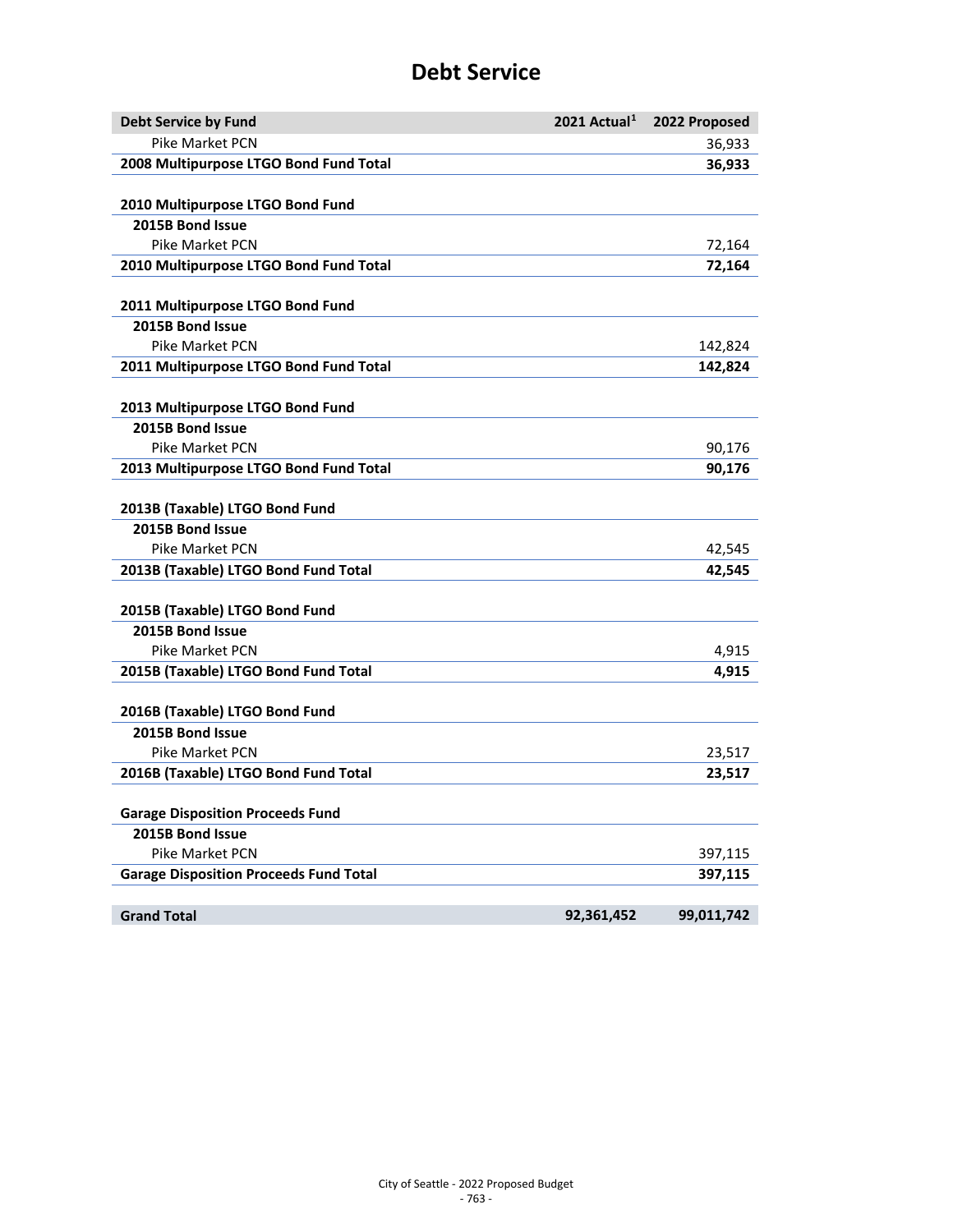# Debt Service

| Debt Service by Fund | 2021 Actual[1] | 2022 Proposed |
| --- | --- | --- |
| Pike Market PCN | | 36,933 |
| **2008 Multipurpose LTGO Bond Fund Total** | | **36,933** |
| | | |
| **2010 Multipurpose LTGO Bond Fund** | | |
| **2015B Bond Issue** | | |
| Pike Market PCN | | 72,164 |
| **2010 Multipurpose LTGO Bond Fund Total** | | **72,164** |
| | | |
| **2011 Multipurpose LTGO Bond Fund** | | |
| **2015B Bond Issue** | | |
| Pike Market PCN | | 142,824 |
| **2011 Multipurpose LTGO Bond Fund Total** | | **142,824** |
| | | |
| **2013 Multipurpose LTGO Bond Fund** | | |
| **2015B Bond Issue** | | |
| Pike Market PCN | | 90,176 |
| **2013 Multipurpose LTGO Bond Fund Total** | | **90,176** |
| | | |
| **2013B (Taxable) LTGO Bond Fund** | | |
| **2015B Bond Issue** | | |
| Pike Market PCN | | 42,545 |
| **2013B (Taxable) LTGO Bond Fund Total** | | **42,545** |
| | | |
| **2015B (Taxable) LTGO Bond Fund** | | |
| **2015B Bond Issue** | | |
| Pike Market PCN | | 4,915 |
| **2015B (Taxable) LTGO Bond Fund Total** | | **4,915** |
| | | |
| **2016B (Taxable) LTGO Bond Fund** | | |
| **2015B Bond Issue** | | |
| Pike Market PCN | | 23,517 |
| **2016B (Taxable) LTGO Bond Fund Total** | | **23,517** |
| | | |
| **Garage Disposition Proceeds Fund** | | |
| **2015B Bond Issue** | | |
| Pike Market PCN | | 397,115 |
| **Garage Disposition Proceeds Fund Total** | | **397,115** |
| | | |
| **Grand Total** | **92,361,452** | **99,011,742** |